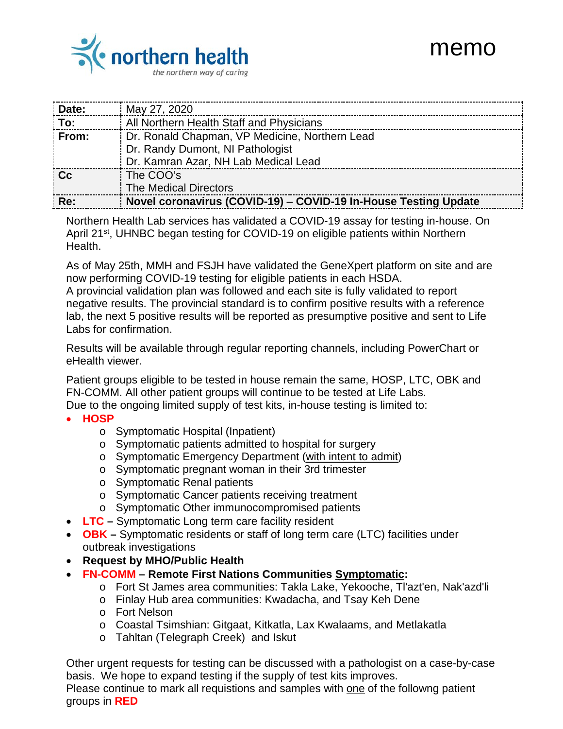northern health
*the northern way of caring*

# memo

| Date: | May 27, 2020 |
|---|---|
| To: | All Northern Health Staff and Physicians |
| From: | Dr. Ronald Chapman, VP Medicine, Northern Lead<br>Dr. Randy Dumont, NI Pathologist<br>Dr. Kamran Azar, NH Lab Medical Lead |
| Cc | The COO's<br>The Medical Directors |
| Re: | **Novel coronavirus (COVID-19) – COVID-19 In-House Testing Update** |

Northern Health Lab services has validated a COVID-19 assay for testing in-house. On April 21st, UHNBC began testing for COVID-19 on eligible patients within Northern Health.

As of May 25th, MMH and FSJH have validated the GeneXpert platform on site and are now performing COVID-19 testing for eligible patients in each HSDA.
A provincial validation plan was followed and each site is fully validated to report negative results. The provincial standard is to confirm positive results with a reference lab, the next 5 positive results will be reported as presumptive positive and sent to Life Labs for confirmation.

Results will be available through regular reporting channels, including PowerChart or eHealth viewer.

Patient groups eligible to be tested in house remain the same, HOSP, LTC, OBK and FN-COMM. All other patient groups will continue to be tested at Life Labs.
Due to the ongoing limited supply of test kits, in-house testing is limited to:

- **HOSP**
  - Symptomatic Hospital (Inpatient)
  - Symptomatic patients admitted to hospital for surgery
  - Symptomatic Emergency Department (with intent to admit)
  - Symptomatic pregnant woman in their 3rd trimester
  - Symptomatic Renal patients
  - Symptomatic Cancer patients receiving treatment
  - Symptomatic Other immunocompromised patients
- **LTC –** Symptomatic Long term care facility resident
- **OBK –** Symptomatic residents or staff of long term care (LTC) facilities under outbreak investigations
- **Request by MHO/Public Health**
- **FN-COMM – Remote First Nations Communities Symptomatic:**
  - Fort St James area communities: Takla Lake, Yekooche, Tl'azt'en, Nak'azd'li
  - Finlay Hub area communities: Kwadacha, and Tsay Keh Dene
  - Fort Nelson
  - Coastal Tsimshian: Gitgaat, Kitkatla, Lax Kwalaams, and Metlakatla
  - Tahltan (Telegraph Creek) and Iskut

Other urgent requests for testing can be discussed with a pathologist on a case-by-case basis. We hope to expand testing if the supply of test kits improves.
Please continue to mark all requistions and samples with one of the followng patient groups in **RED**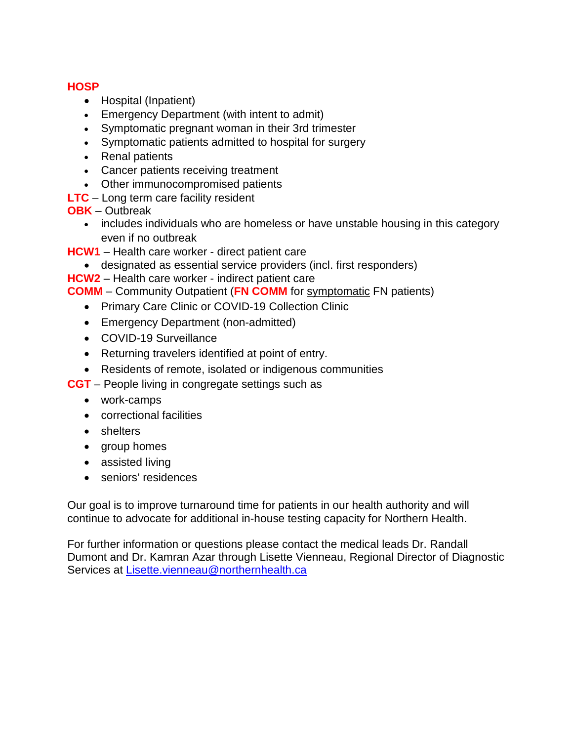**HOSP**

- Hospital (Inpatient)
- Emergency Department (with intent to admit)
- Symptomatic pregnant woman in their 3rd trimester
- Symptomatic patients admitted to hospital for surgery
- Renal patients
- Cancer patients receiving treatment
- Other immunocompromised patients

**LTC** – Long term care facility resident

**OBK** – Outbreak

- includes individuals who are homeless or have unstable housing in this category even if no outbreak

**HCW1** – Health care worker - direct patient care

- designated as essential service providers (incl. first responders)

**HCW2** – Health care worker - indirect patient care

**COMM** – Community Outpatient (**FN COMM** for symptomatic FN patients)

- Primary Care Clinic or COVID-19 Collection Clinic
- Emergency Department (non-admitted)
- COVID-19 Surveillance
- Returning travelers identified at point of entry.
- Residents of remote, isolated or indigenous communities

**CGT** – People living in congregate settings such as

- work-camps
- correctional facilities
- shelters
- group homes
- assisted living
- seniors' residences

Our goal is to improve turnaround time for patients in our health authority and will continue to advocate for additional in-house testing capacity for Northern Health.

For further information or questions please contact the medical leads Dr. Randall Dumont and Dr. Kamran Azar through Lisette Vienneau, Regional Director of Diagnostic Services at Lisette.vienneau@northernhealth.ca